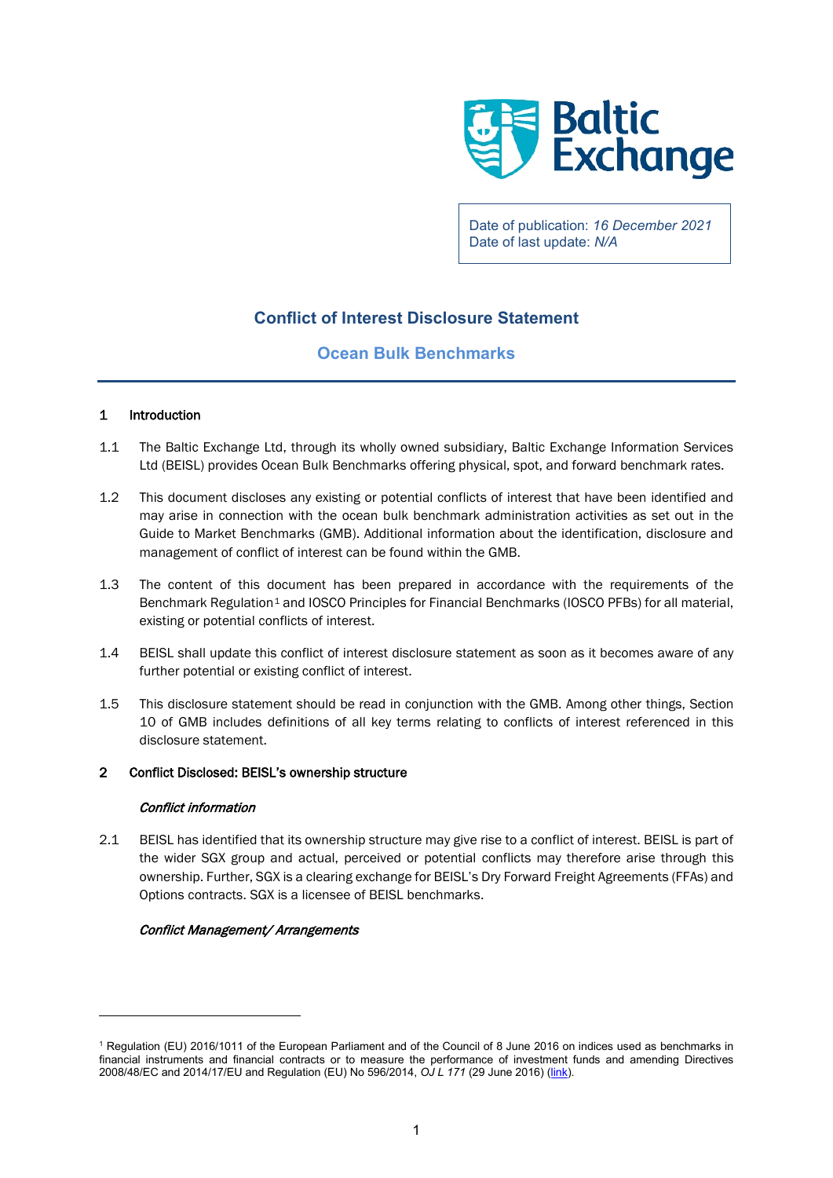Date of publication: *16 December 2021*
Date of last update: *N/A*

# Conflict of Interest Disclosure Statement

## Ocean Bulk Benchmarks

## 1 Introduction

1.1 The Baltic Exchange Ltd, through its wholly owned subsidiary, Baltic Exchange Information Services Ltd (BEISL) provides Ocean Bulk Benchmarks offering physical, spot, and forward benchmark rates.

1.2 This document discloses any existing or potential conflicts of interest that have been identified and may arise in connection with the ocean bulk benchmark administration activities as set out in the Guide to Market Benchmarks (GMB). Additional information about the identification, disclosure and management of conflict of interest can be found within the GMB.

1.3 The content of this document has been prepared in accordance with the requirements of the Benchmark Regulation[1] and IOSCO Principles for Financial Benchmarks (IOSCO PFBs) for all material, existing or potential conflicts of interest.

1.4 BEISL shall update this conflict of interest disclosure statement as soon as it becomes aware of any further potential or existing conflict of interest.

1.5 This disclosure statement should be read in conjunction with the GMB. Among other things, Section 10 of GMB includes definitions of all key terms relating to conflicts of interest referenced in this disclosure statement.

## 2 Conflict Disclosed: BEISL's ownership structure

***Conflict information***

2.1 BEISL has identified that its ownership structure may give rise to a conflict of interest. BEISL is part of the wider SGX group and actual, perceived or potential conflicts may therefore arise through this ownership. Further, SGX is a clearing exchange for BEISL's Dry Forward Freight Agreements (FFAs) and Options contracts. SGX is a licensee of BEISL benchmarks.

***Conflict Management/ Arrangements***

---

[1] Regulation (EU) 2016/1011 of the European Parliament and of the Council of 8 June 2016 on indices used as benchmarks in financial instruments and financial contracts or to measure the performance of investment funds and amending Directives 2008/48/EC and 2014/17/EU and Regulation (EU) No 596/2014, *OJ L 171* (29 June 2016) (link).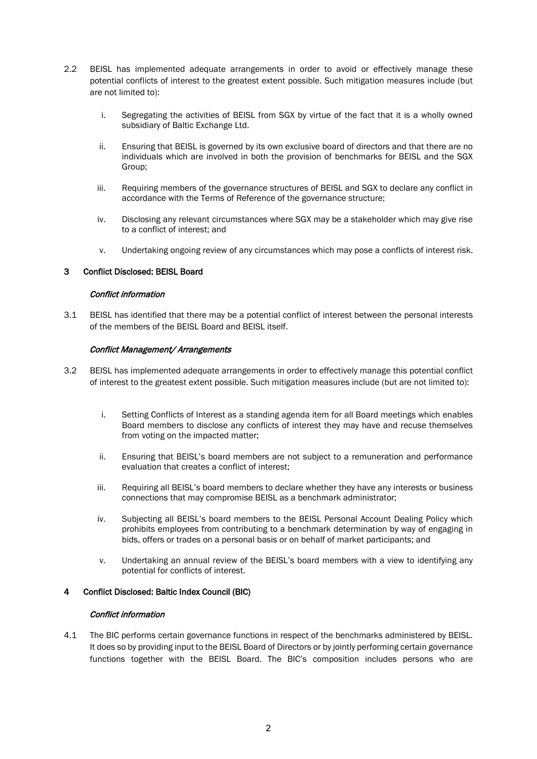2.2 BEISL has implemented adequate arrangements in order to avoid or effectively manage these potential conflicts of interest to the greatest extent possible. Such mitigation measures include (but are not limited to):

i. Segregating the activities of BEISL from SGX by virtue of the fact that it is a wholly owned subsidiary of Baltic Exchange Ltd.

ii. Ensuring that BEISL is governed by its own exclusive board of directors and that there are no individuals which are involved in both the provision of benchmarks for BEISL and the SGX Group;

iii. Requiring members of the governance structures of BEISL and SGX to declare any conflict in accordance with the Terms of Reference of the governance structure;

iv. Disclosing any relevant circumstances where SGX may be a stakeholder which may give rise to a conflict of interest; and

v. Undertaking ongoing review of any circumstances which may pose a conflicts of interest risk.

## 3 Conflict Disclosed: BEISL Board

*Conflict information*

3.1 BEISL has identified that there may be a potential conflict of interest between the personal interests of the members of the BEISL Board and BEISL itself.

*Conflict Management/ Arrangements*

3.2 BEISL has implemented adequate arrangements in order to effectively manage this potential conflict of interest to the greatest extent possible. Such mitigation measures include (but are not limited to):

i. Setting Conflicts of Interest as a standing agenda item for all Board meetings which enables Board members to disclose any conflicts of interest they may have and recuse themselves from voting on the impacted matter;

ii. Ensuring that BEISL's board members are not subject to a remuneration and performance evaluation that creates a conflict of interest;

iii. Requiring all BEISL's board members to declare whether they have any interests or business connections that may compromise BEISL as a benchmark administrator;

iv. Subjecting all BEISL's board members to the BEISL Personal Account Dealing Policy which prohibits employees from contributing to a benchmark determination by way of engaging in bids, offers or trades on a personal basis or on behalf of market participants; and

v. Undertaking an annual review of the BEISL's board members with a view to identifying any potential for conflicts of interest.

## 4 Conflict Disclosed: Baltic Index Council (BIC)

*Conflict information*

4.1 The BIC performs certain governance functions in respect of the benchmarks administered by BEISL. It does so by providing input to the BEISL Board of Directors or by jointly performing certain governance functions together with the BEISL Board. The BIC's composition includes persons who are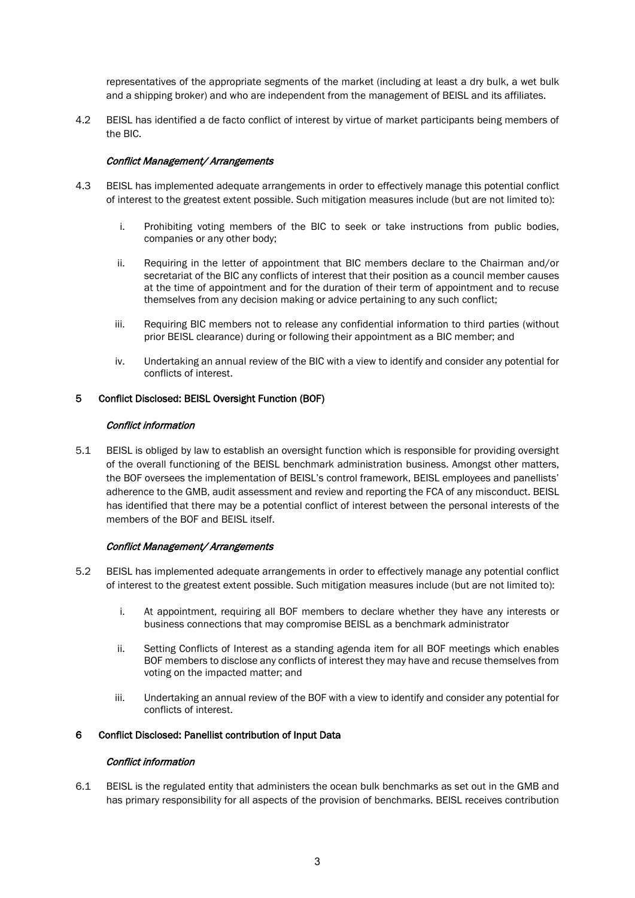representatives of the appropriate segments of the market (including at least a dry bulk, a wet bulk and a shipping broker) and who are independent from the management of BEISL and its affiliates.

4.2 BEISL has identified a de facto conflict of interest by virtue of market participants being members of the BIC.

*Conflict Management/ Arrangements*

4.3 BEISL has implemented adequate arrangements in order to effectively manage this potential conflict of interest to the greatest extent possible. Such mitigation measures include (but are not limited to):

i. Prohibiting voting members of the BIC to seek or take instructions from public bodies, companies or any other body;

ii. Requiring in the letter of appointment that BIC members declare to the Chairman and/or secretariat of the BIC any conflicts of interest that their position as a council member causes at the time of appointment and for the duration of their term of appointment and to recuse themselves from any decision making or advice pertaining to any such conflict;

iii. Requiring BIC members not to release any confidential information to third parties (without prior BEISL clearance) during or following their appointment as a BIC member; and

iv. Undertaking an annual review of the BIC with a view to identify and consider any potential for conflicts of interest.

## 5 Conflict Disclosed: BEISL Oversight Function (BOF)

*Conflict information*

5.1 BEISL is obliged by law to establish an oversight function which is responsible for providing oversight of the overall functioning of the BEISL benchmark administration business. Amongst other matters, the BOF oversees the implementation of BEISL's control framework, BEISL employees and panellists' adherence to the GMB, audit assessment and review and reporting the FCA of any misconduct. BEISL has identified that there may be a potential conflict of interest between the personal interests of the members of the BOF and BEISL itself.

*Conflict Management/ Arrangements*

5.2 BEISL has implemented adequate arrangements in order to effectively manage any potential conflict of interest to the greatest extent possible. Such mitigation measures include (but are not limited to):

i. At appointment, requiring all BOF members to declare whether they have any interests or business connections that may compromise BEISL as a benchmark administrator

ii. Setting Conflicts of Interest as a standing agenda item for all BOF meetings which enables BOF members to disclose any conflicts of interest they may have and recuse themselves from voting on the impacted matter; and

iii. Undertaking an annual review of the BOF with a view to identify and consider any potential for conflicts of interest.

## 6 Conflict Disclosed: Panellist contribution of Input Data

*Conflict information*

6.1 BEISL is the regulated entity that administers the ocean bulk benchmarks as set out in the GMB and has primary responsibility for all aspects of the provision of benchmarks. BEISL receives contribution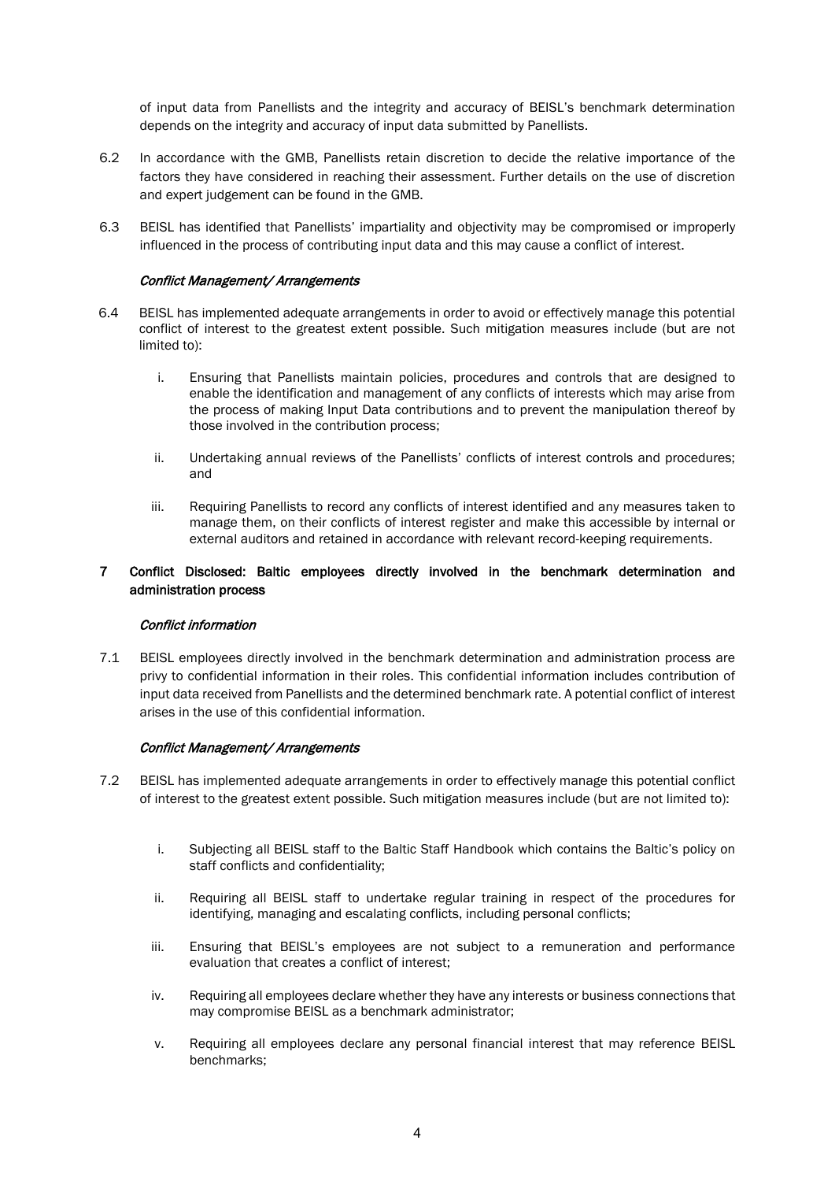of input data from Panellists and the integrity and accuracy of BEISL's benchmark determination depends on the integrity and accuracy of input data submitted by Panellists.

6.2 In accordance with the GMB, Panellists retain discretion to decide the relative importance of the factors they have considered in reaching their assessment. Further details on the use of discretion and expert judgement can be found in the GMB.

6.3 BEISL has identified that Panellists' impartiality and objectivity may be compromised or improperly influenced in the process of contributing input data and this may cause a conflict of interest.

*Conflict Management/ Arrangements*

6.4 BEISL has implemented adequate arrangements in order to avoid or effectively manage this potential conflict of interest to the greatest extent possible. Such mitigation measures include (but are not limited to):

i. Ensuring that Panellists maintain policies, procedures and controls that are designed to enable the identification and management of any conflicts of interests which may arise from the process of making Input Data contributions and to prevent the manipulation thereof by those involved in the contribution process;

ii. Undertaking annual reviews of the Panellists' conflicts of interest controls and procedures; and

iii. Requiring Panellists to record any conflicts of interest identified and any measures taken to manage them, on their conflicts of interest register and make this accessible by internal or external auditors and retained in accordance with relevant record-keeping requirements.

## 7 Conflict Disclosed: Baltic employees directly involved in the benchmark determination and administration process

*Conflict information*

7.1 BEISL employees directly involved in the benchmark determination and administration process are privy to confidential information in their roles. This confidential information includes contribution of input data received from Panellists and the determined benchmark rate. A potential conflict of interest arises in the use of this confidential information.

*Conflict Management/ Arrangements*

7.2 BEISL has implemented adequate arrangements in order to effectively manage this potential conflict of interest to the greatest extent possible. Such mitigation measures include (but are not limited to):

i. Subjecting all BEISL staff to the Baltic Staff Handbook which contains the Baltic's policy on staff conflicts and confidentiality;

ii. Requiring all BEISL staff to undertake regular training in respect of the procedures for identifying, managing and escalating conflicts, including personal conflicts;

iii. Ensuring that BEISL's employees are not subject to a remuneration and performance evaluation that creates a conflict of interest;

iv. Requiring all employees declare whether they have any interests or business connections that may compromise BEISL as a benchmark administrator;

v. Requiring all employees declare any personal financial interest that may reference BEISL benchmarks;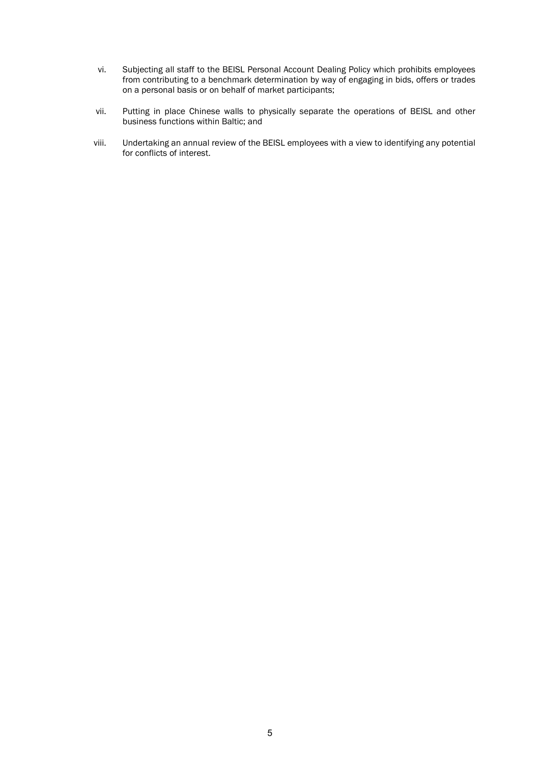vi. Subjecting all staff to the BEISL Personal Account Dealing Policy which prohibits employees from contributing to a benchmark determination by way of engaging in bids, offers or trades on a personal basis or on behalf of market participants;

vii. Putting in place Chinese walls to physically separate the operations of BEISL and other business functions within Baltic; and

viii. Undertaking an annual review of the BEISL employees with a view to identifying any potential for conflicts of interest.